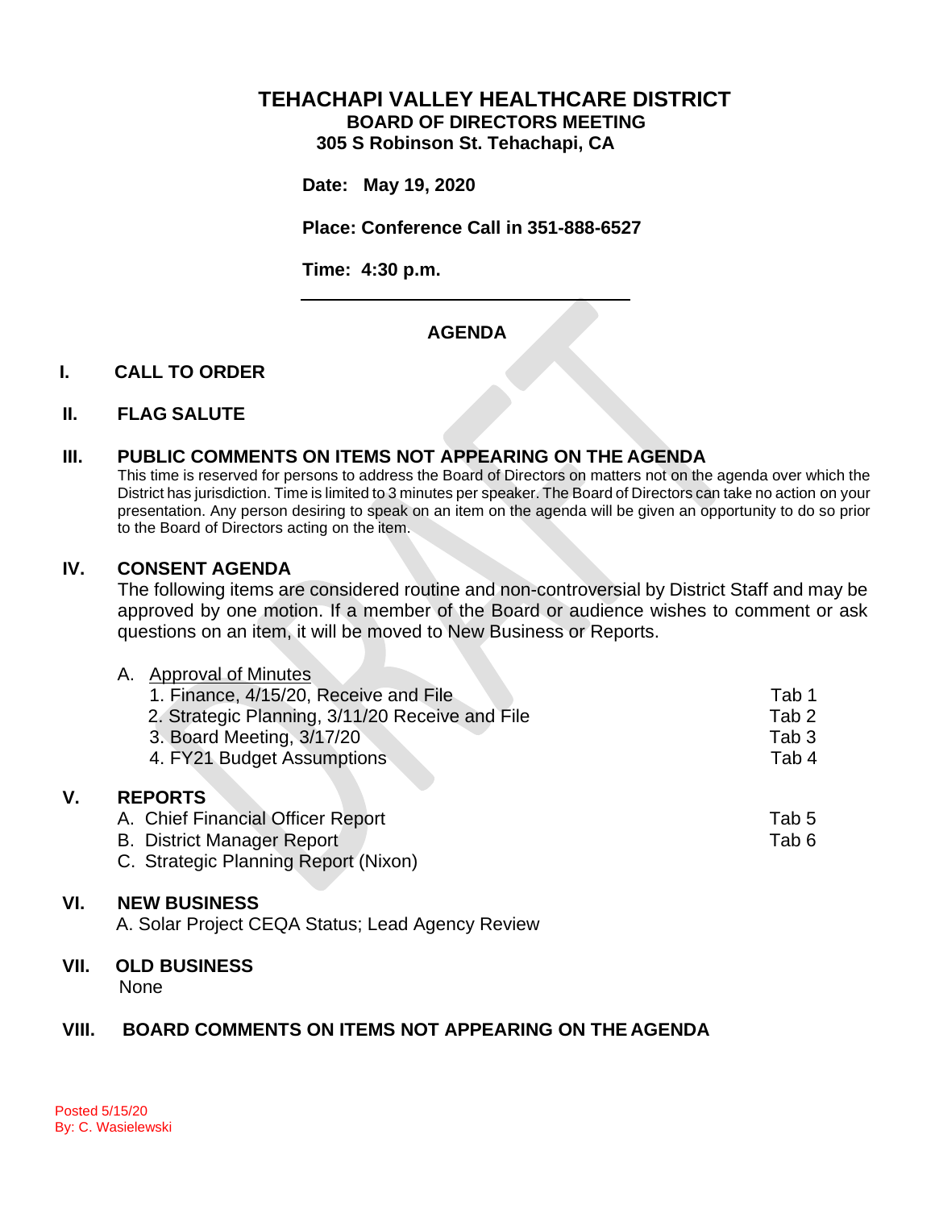# TEHACHAPI VALLEY HEALTHCARE DISTRICT

## BOARD OF DIRECTORS MEETING

### 305 S Robinson St. Tehachapi, CA

**Date: May 19, 2020**

**Place: Conference Call in 351-888-6527**

**Time: 4:30 p.m.**

---

## AGENDA

## I. CALL TO ORDER

## II. FLAG SALUTE

## III. PUBLIC COMMENTS ON ITEMS NOT APPEARING ON THE AGENDA

This time is reserved for persons to address the Board of Directors on matters not on the agenda over which the District has jurisdiction. Time is limited to 3 minutes per speaker. The Board of Directors can take no action on your presentation. Any person desiring to speak on an item on the agenda will be given an opportunity to do so prior to the Board of Directors acting on the item.

## IV. CONSENT AGENDA

The following items are considered routine and non-controversial by District Staff and may be approved by one motion. If a member of the Board or audience wishes to comment or ask questions on an item, it will be moved to New Business or Reports.

A. Approval of Minutes

1. Finance, 4/15/20, Receive and File — Tab 1
2. Strategic Planning, 3/11/20 Receive and File — Tab 2
3. Board Meeting, 3/17/20 — Tab 3
4. FY21 Budget Assumptions — Tab 4

## V. REPORTS

A. Chief Financial Officer Report — Tab 5
B. District Manager Report — Tab 6
C. Strategic Planning Report (Nixon)

## VI. NEW BUSINESS

A. Solar Project CEQA Status; Lead Agency Review

## VII. OLD BUSINESS

None

## VIII. BOARD COMMENTS ON ITEMS NOT APPEARING ON THE AGENDA

Posted 5/15/20
By: C. Wasielewski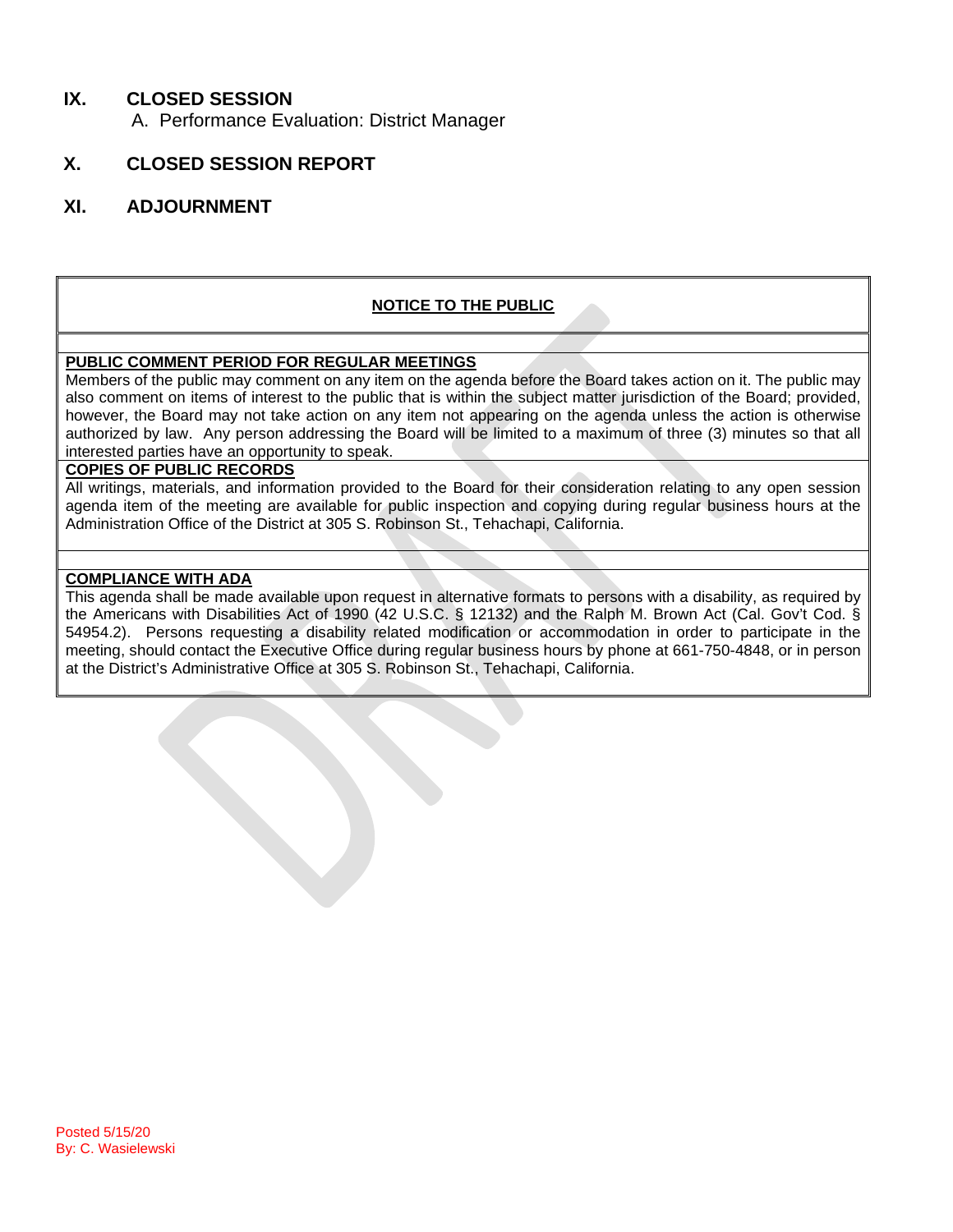## IX. CLOSED SESSION

A. Performance Evaluation: District Manager

## X. CLOSED SESSION REPORT

## XI. ADJOURNMENT

**NOTICE TO THE PUBLIC**

**PUBLIC COMMENT PERIOD FOR REGULAR MEETINGS**

Members of the public may comment on any item on the agenda before the Board takes action on it. The public may also comment on items of interest to the public that is within the subject matter jurisdiction of the Board; provided, however, the Board may not take action on any item not appearing on the agenda unless the action is otherwise authorized by law. Any person addressing the Board will be limited to a maximum of three (3) minutes so that all interested parties have an opportunity to speak.

**COPIES OF PUBLIC RECORDS**

All writings, materials, and information provided to the Board for their consideration relating to any open session agenda item of the meeting are available for public inspection and copying during regular business hours at the Administration Office of the District at 305 S. Robinson St., Tehachapi, California.

**COMPLIANCE WITH ADA**

This agenda shall be made available upon request in alternative formats to persons with a disability, as required by the Americans with Disabilities Act of 1990 (42 U.S.C. § 12132) and the Ralph M. Brown Act (Cal. Gov't Cod. § 54954.2). Persons requesting a disability related modification or accommodation in order to participate in the meeting, should contact the Executive Office during regular business hours by phone at 661-750-4848, or in person at the District's Administrative Office at 305 S. Robinson St., Tehachapi, California.

Posted 5/15/20
By: C. Wasielewski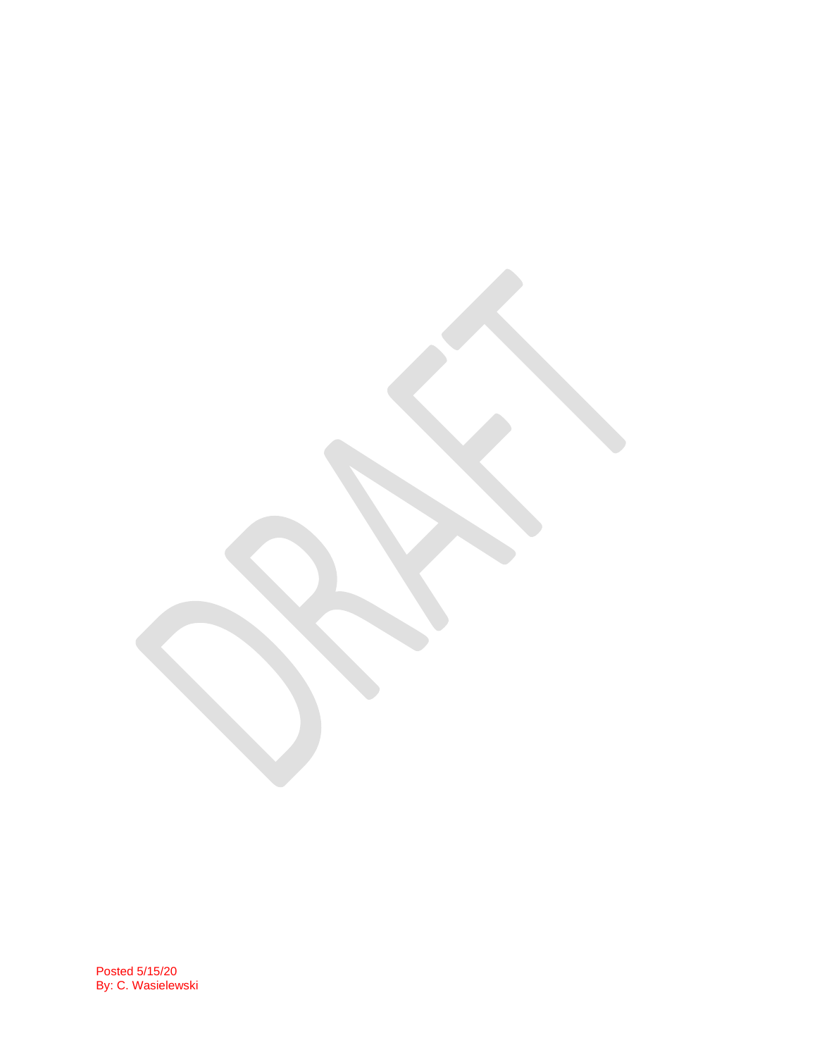Posted 5/15/20
By: C. Wasielewski